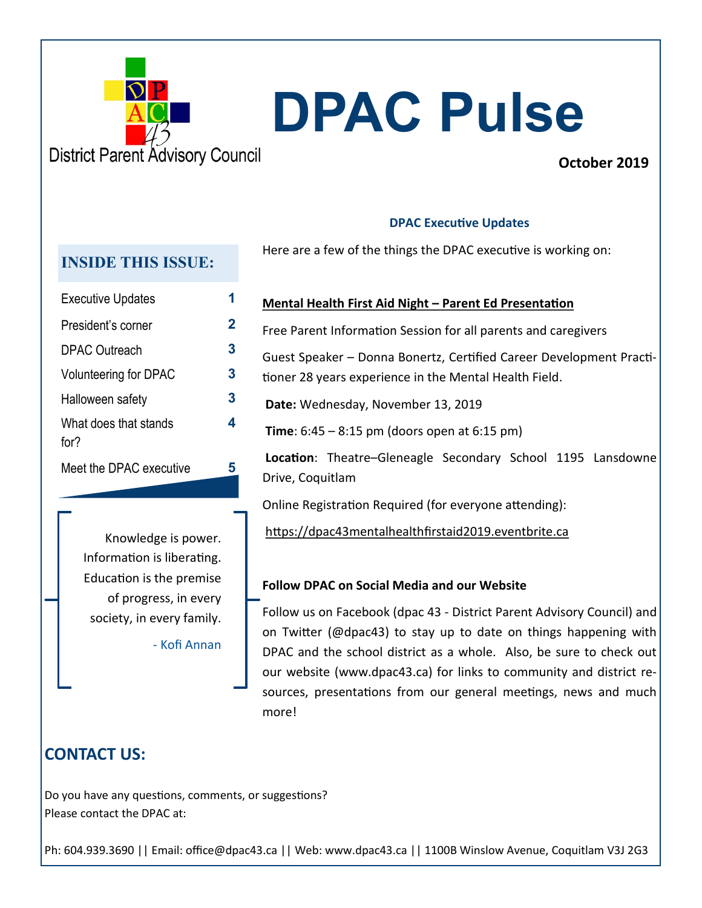District Parent Advisory Council

# DPAC Pulse

**October 2019**

## INSIDE THIS ISSUE:

| | |
|---|---|
| Executive Updates | 1 |
| President's corner | 2 |
| DPAC Outreach | 3 |
| Volunteering for DPAC | 3 |
| Halloween safety | 3 |
| What does that stands for? | 4 |
| Meet the DPAC executive | 5 |

> Knowledge is power. Information is liberating. Education is the premise of progress, in every society, in every family.
>
> - Kofi Annan

### DPAC Executive Updates

Here are a few of the things the DPAC executive is working on:

**Mental Health First Aid Night – Parent Ed Presentation**

Free Parent Information Session for all parents and caregivers

Guest Speaker – Donna Bonertz, Certified Career Development Practitioner 28 years experience in the Mental Health Field.

**Date:** Wednesday, November 13, 2019

**Time**: 6:45 – 8:15 pm (doors open at 6:15 pm)

**Location**: Theatre–Gleneagle Secondary School 1195 Lansdowne Drive, Coquitlam

Online Registration Required (for everyone attending):

https://dpac43mentalhealthfirstaid2019.eventbrite.ca

**Follow DPAC on Social Media and our Website**

Follow us on Facebook (dpac 43 - District Parent Advisory Council) and on Twitter (@dpac43) to stay up to date on things happening with DPAC and the school district as a whole. Also, be sure to check out our website (www.dpac43.ca) for links to community and district resources, presentations from our general meetings, news and much more!

## CONTACT US:

Do you have any questions, comments, or suggestions?
Please contact the DPAC at:

Ph: 604.939.3690 || Email: office@dpac43.ca || Web: www.dpac43.ca || 1100B Winslow Avenue, Coquitlam V3J 2G3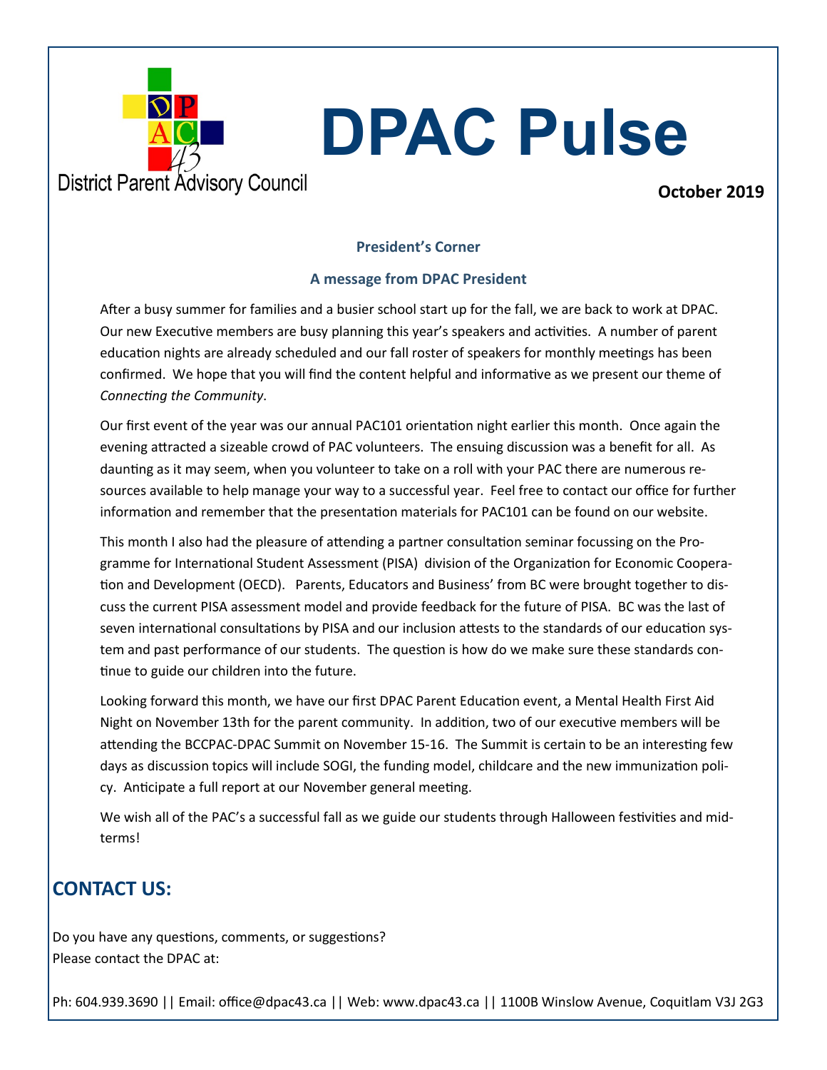District Parent Advisory Council

# DPAC Pulse

**October 2019**

### President's Corner

### A message from DPAC President

After a busy summer for families and a busier school start up for the fall, we are back to work at DPAC. Our new Executive members are busy planning this year's speakers and activities. A number of parent education nights are already scheduled and our fall roster of speakers for monthly meetings has been confirmed. We hope that you will find the content helpful and informative as we present our theme of *Connecting the Community*.

Our first event of the year was our annual PAC101 orientation night earlier this month. Once again the evening attracted a sizeable crowd of PAC volunteers. The ensuing discussion was a benefit for all. As daunting as it may seem, when you volunteer to take on a roll with your PAC there are numerous resources available to help manage your way to a successful year. Feel free to contact our office for further information and remember that the presentation materials for PAC101 can be found on our website.

This month I also had the pleasure of attending a partner consultation seminar focussing on the Programme for International Student Assessment (PISA) division of the Organization for Economic Cooperation and Development (OECD). Parents, Educators and Business' from BC were brought together to discuss the current PISA assessment model and provide feedback for the future of PISA. BC was the last of seven international consultations by PISA and our inclusion attests to the standards of our education system and past performance of our students. The question is how do we make sure these standards continue to guide our children into the future.

Looking forward this month, we have our first DPAC Parent Education event, a Mental Health First Aid Night on November 13th for the parent community. In addition, two of our executive members will be attending the BCCPAC-DPAC Summit on November 15-16. The Summit is certain to be an interesting few days as discussion topics will include SOGI, the funding model, childcare and the new immunization policy. Anticipate a full report at our November general meeting.

We wish all of the PAC's a successful fall as we guide our students through Halloween festivities and midterms!

## CONTACT US:

Do you have any questions, comments, or suggestions?
Please contact the DPAC at:

Ph: 604.939.3690 || Email: office@dpac43.ca || Web: www.dpac43.ca || 1100B Winslow Avenue, Coquitlam V3J 2G3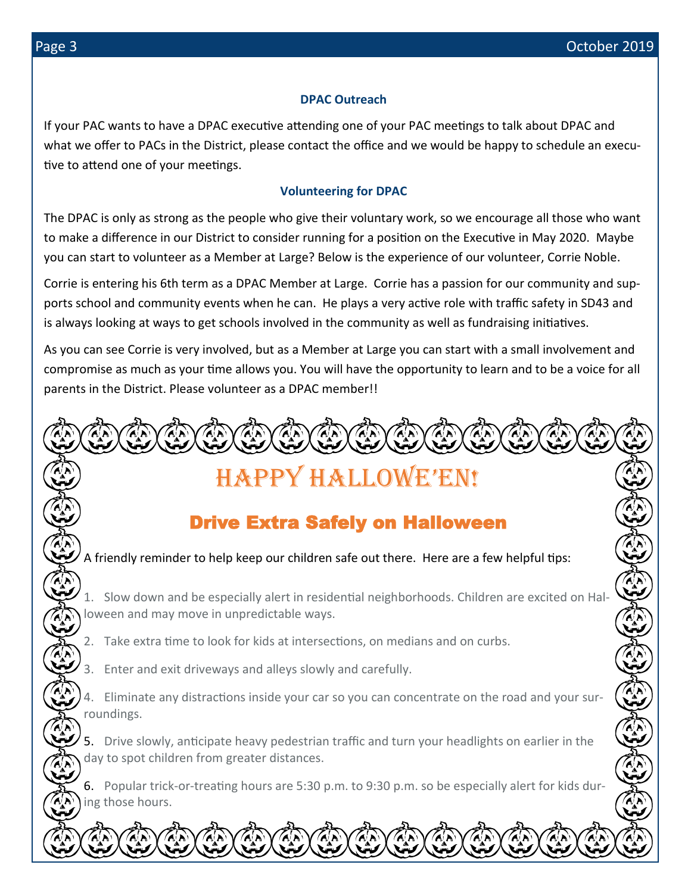### DPAC Outreach

If your PAC wants to have a DPAC executive attending one of your PAC meetings to talk about DPAC and what we offer to PACs in the District, please contact the office and we would be happy to schedule an executive to attend one of your meetings.

### Volunteering for DPAC

The DPAC is only as strong as the people who give their voluntary work, so we encourage all those who want to make a difference in our District to consider running for a position on the Executive in May 2020. Maybe you can start to volunteer as a Member at Large? Below is the experience of our volunteer, Corrie Noble.

Corrie is entering his 6th term as a DPAC Member at Large. Corrie has a passion for our community and supports school and community events when he can. He plays a very active role with traffic safety in SD43 and is always looking at ways to get schools involved in the community as well as fundraising initiatives.

As you can see Corrie is very involved, but as a Member at Large you can start with a small involvement and compromise as much as your time allows you. You will have the opportunity to learn and to be a voice for all parents in the District. Please volunteer as a DPAC member!!

# HAPPY HALLOWE'EN!

## Drive Extra Safely on Halloween

A friendly reminder to help keep our children safe out there. Here are a few helpful tips:

1. Slow down and be especially alert in residential neighborhoods. Children are excited on Halloween and may move in unpredictable ways.
2. Take extra time to look for kids at intersections, on medians and on curbs.
3. Enter and exit driveways and alleys slowly and carefully.
4. Eliminate any distractions inside your car so you can concentrate on the road and your surroundings.
5. Drive slowly, anticipate heavy pedestrian traffic and turn your headlights on earlier in the day to spot children from greater distances.
6. Popular trick-or-treating hours are 5:30 p.m. to 9:30 p.m. so be especially alert for kids during those hours.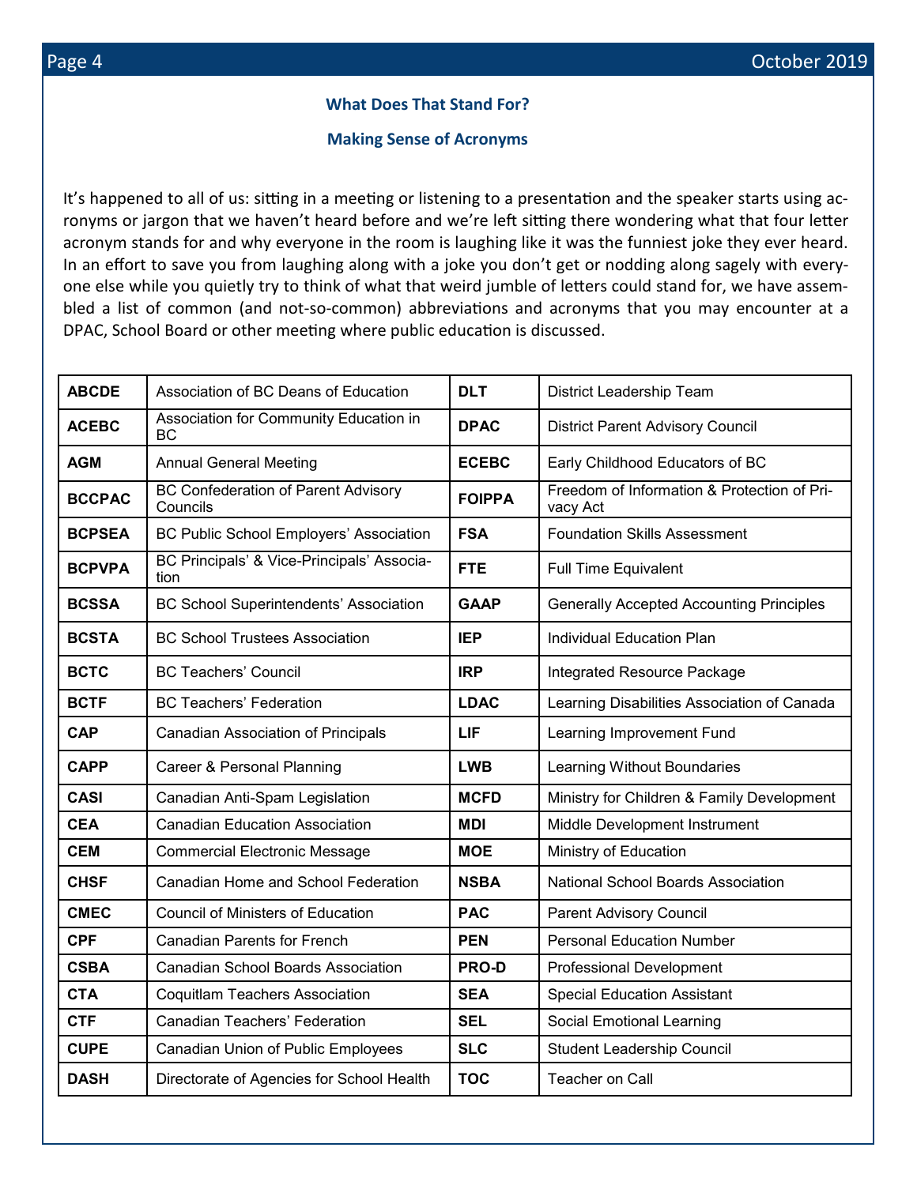## What Does That Stand For?

## Making Sense of Acronyms

It's happened to all of us: sitting in a meeting or listening to a presentation and the speaker starts using acronyms or jargon that we haven't heard before and we're left sitting there wondering what that four letter acronym stands for and why everyone in the room is laughing like it was the funniest joke they ever heard. In an effort to save you from laughing along with a joke you don't get or nodding along sagely with everyone else while you quietly try to think of what that weird jumble of letters could stand for, we have assembled a list of common (and not-so-common) abbreviations and acronyms that you may encounter at a DPAC, School Board or other meeting where public education is discussed.

| | | | |
|---|---|---|---|
| **ABCDE** | Association of BC Deans of Education | **DLT** | District Leadership Team |
| **ACEBC** | Association for Community Education in BC | **DPAC** | District Parent Advisory Council |
| **AGM** | Annual General Meeting | **ECEBC** | Early Childhood Educators of BC |
| **BCCPAC** | BC Confederation of Parent Advisory Councils | **FOIPPA** | Freedom of Information & Protection of Privacy Act |
| **BCPSEA** | BC Public School Employers' Association | **FSA** | Foundation Skills Assessment |
| **BCPVPA** | BC Principals' & Vice-Principals' Association | **FTE** | Full Time Equivalent |
| **BCSSA** | BC School Superintendents' Association | **GAAP** | Generally Accepted Accounting Principles |
| **BCSTA** | BC School Trustees Association | **IEP** | Individual Education Plan |
| **BCTC** | BC Teachers' Council | **IRP** | Integrated Resource Package |
| **BCTF** | BC Teachers' Federation | **LDAC** | Learning Disabilities Association of Canada |
| **CAP** | Canadian Association of Principals | **LIF** | Learning Improvement Fund |
| **CAPP** | Career & Personal Planning | **LWB** | Learning Without Boundaries |
| **CASI** | Canadian Anti-Spam Legislation | **MCFD** | Ministry for Children & Family Development |
| **CEA** | Canadian Education Association | **MDI** | Middle Development Instrument |
| **CEM** | Commercial Electronic Message | **MOE** | Ministry of Education |
| **CHSF** | Canadian Home and School Federation | **NSBA** | National School Boards Association |
| **CMEC** | Council of Ministers of Education | **PAC** | Parent Advisory Council |
| **CPF** | Canadian Parents for French | **PEN** | Personal Education Number |
| **CSBA** | Canadian School Boards Association | **PRO-D** | Professional Development |
| **CTA** | Coquitlam Teachers Association | **SEA** | Special Education Assistant |
| **CTF** | Canadian Teachers' Federation | **SEL** | Social Emotional Learning |
| **CUPE** | Canadian Union of Public Employees | **SLC** | Student Leadership Council |
| **DASH** | Directorate of Agencies for School Health | **TOC** | Teacher on Call |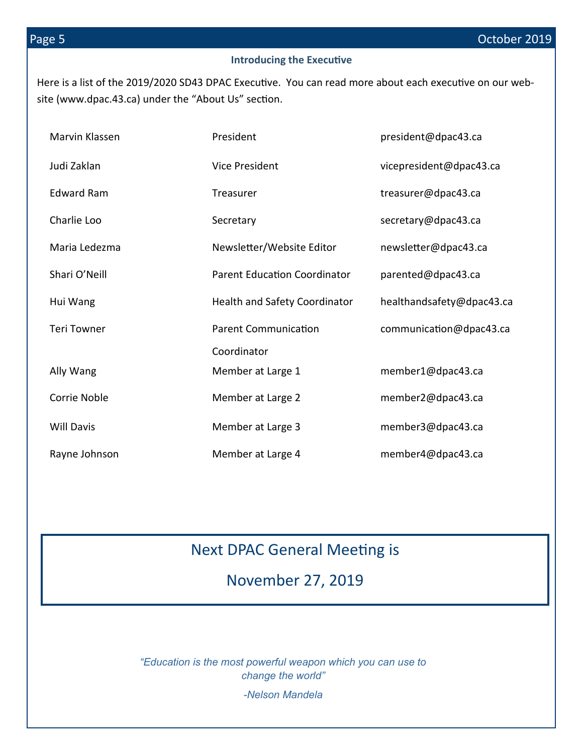## Introducing the Executive

Here is a list of the 2019/2020 SD43 DPAC Executive. You can read more about each executive on our website (www.dpac.43.ca) under the "About Us" section.

| | | |
|---|---|---|
| Marvin Klassen | President | president@dpac43.ca |
| Judi Zaklan | Vice President | vicepresident@dpac43.ca |
| Edward Ram | Treasurer | treasurer@dpac43.ca |
| Charlie Loo | Secretary | secretary@dpac43.ca |
| Maria Ledezma | Newsletter/Website Editor | newsletter@dpac43.ca |
| Shari O'Neill | Parent Education Coordinator | parented@dpac43.ca |
| Hui Wang | Health and Safety Coordinator | healthandsafety@dpac43.ca |
| Teri Towner | Parent Communication Coordinator | communication@dpac43.ca |
| Ally Wang | Member at Large 1 | member1@dpac43.ca |
| Corrie Noble | Member at Large 2 | member2@dpac43.ca |
| Will Davis | Member at Large 3 | member3@dpac43.ca |
| Rayne Johnson | Member at Large 4 | member4@dpac43.ca |

Next DPAC General Meeting is

November 27, 2019

*"Education is the most powerful weapon which you can use to change the world"*

*-Nelson Mandela*